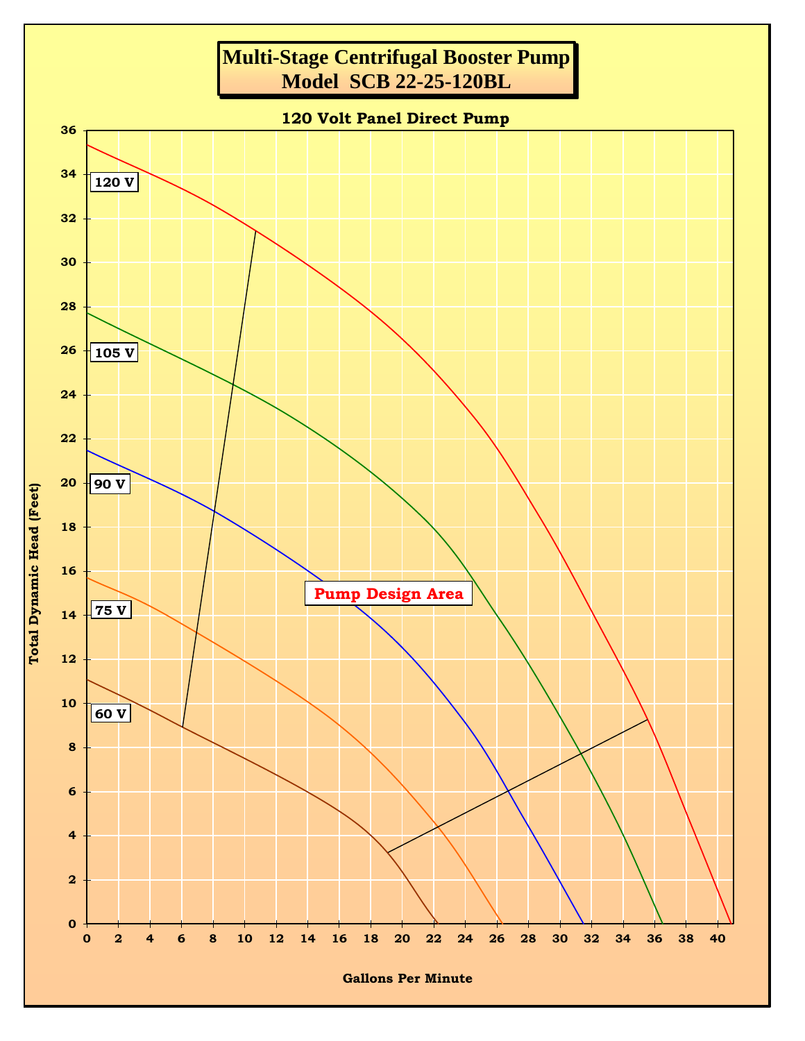# Multi-Stage Centrifugal Booster Pump
# Model SCB 22-25-120BL

**120 Volt Panel Direct Pump**

Total Dynamic Head (Feet)

120 V

105 V

90 V

75 V

60 V

Pump Design Area

Gallons Per Minute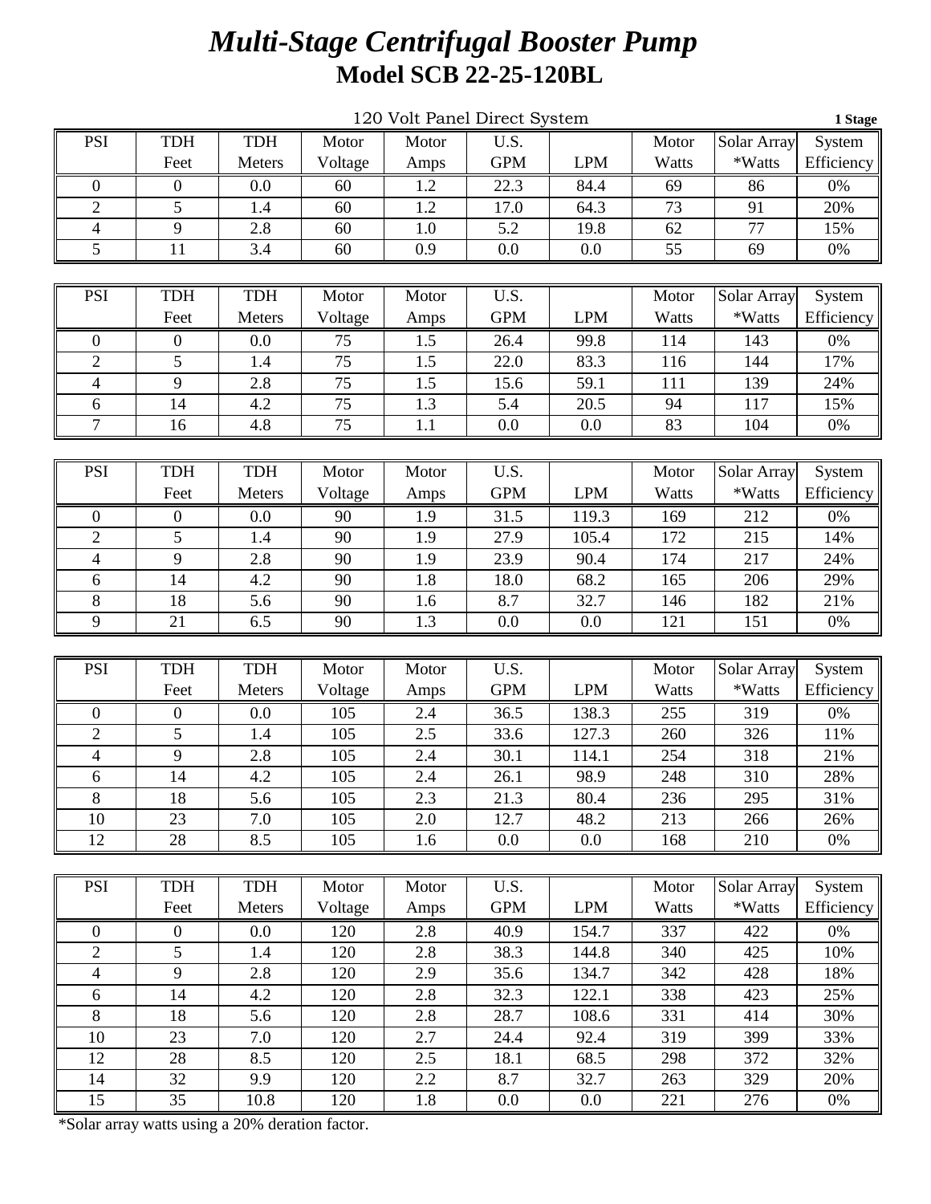# *Multi-Stage Centrifugal Booster Pump*

## Model SCB 22-25-120BL

120 Volt Panel Direct System **1 Stage**

| PSI | TDH Feet | TDH Meters | Motor Voltage | Motor Amps | U.S. GPM | LPM | Motor Watts | Solar Array *Watts | System Efficiency |
|---|---|---|---|---|---|---|---|---|---|
| 0 | 0 | 0.0 | 60 | 1.2 | 22.3 | 84.4 | 69 | 86 | 0% |
| 2 | 5 | 1.4 | 60 | 1.2 | 17.0 | 64.3 | 73 | 91 | 20% |
| 4 | 9 | 2.8 | 60 | 1.0 | 5.2 | 19.8 | 62 | 77 | 15% |
| 5 | 11 | 3.4 | 60 | 0.9 | 0.0 | 0.0 | 55 | 69 | 0% |

| PSI | TDH Feet | TDH Meters | Motor Voltage | Motor Amps | U.S. GPM | LPM | Motor Watts | Solar Array *Watts | System Efficiency |
|---|---|---|---|---|---|---|---|---|---|
| 0 | 0 | 0.0 | 75 | 1.5 | 26.4 | 99.8 | 114 | 143 | 0% |
| 2 | 5 | 1.4 | 75 | 1.5 | 22.0 | 83.3 | 116 | 144 | 17% |
| 4 | 9 | 2.8 | 75 | 1.5 | 15.6 | 59.1 | 111 | 139 | 24% |
| 6 | 14 | 4.2 | 75 | 1.3 | 5.4 | 20.5 | 94 | 117 | 15% |
| 7 | 16 | 4.8 | 75 | 1.1 | 0.0 | 0.0 | 83 | 104 | 0% |

| PSI | TDH Feet | TDH Meters | Motor Voltage | Motor Amps | U.S. GPM | LPM | Motor Watts | Solar Array *Watts | System Efficiency |
|---|---|---|---|---|---|---|---|---|---|
| 0 | 0 | 0.0 | 90 | 1.9 | 31.5 | 119.3 | 169 | 212 | 0% |
| 2 | 5 | 1.4 | 90 | 1.9 | 27.9 | 105.4 | 172 | 215 | 14% |
| 4 | 9 | 2.8 | 90 | 1.9 | 23.9 | 90.4 | 174 | 217 | 24% |
| 6 | 14 | 4.2 | 90 | 1.8 | 18.0 | 68.2 | 165 | 206 | 29% |
| 8 | 18 | 5.6 | 90 | 1.6 | 8.7 | 32.7 | 146 | 182 | 21% |
| 9 | 21 | 6.5 | 90 | 1.3 | 0.0 | 0.0 | 121 | 151 | 0% |

| PSI | TDH Feet | TDH Meters | Motor Voltage | Motor Amps | U.S. GPM | LPM | Motor Watts | Solar Array *Watts | System Efficiency |
|---|---|---|---|---|---|---|---|---|---|
| 0 | 0 | 0.0 | 105 | 2.4 | 36.5 | 138.3 | 255 | 319 | 0% |
| 2 | 5 | 1.4 | 105 | 2.5 | 33.6 | 127.3 | 260 | 326 | 11% |
| 4 | 9 | 2.8 | 105 | 2.4 | 30.1 | 114.1 | 254 | 318 | 21% |
| 6 | 14 | 4.2 | 105 | 2.4 | 26.1 | 98.9 | 248 | 310 | 28% |
| 8 | 18 | 5.6 | 105 | 2.3 | 21.3 | 80.4 | 236 | 295 | 31% |
| 10 | 23 | 7.0 | 105 | 2.0 | 12.7 | 48.2 | 213 | 266 | 26% |
| 12 | 28 | 8.5 | 105 | 1.6 | 0.0 | 0.0 | 168 | 210 | 0% |

| PSI | TDH Feet | TDH Meters | Motor Voltage | Motor Amps | U.S. GPM | LPM | Motor Watts | Solar Array *Watts | System Efficiency |
|---|---|---|---|---|---|---|---|---|---|
| 0 | 0 | 0.0 | 120 | 2.8 | 40.9 | 154.7 | 337 | 422 | 0% |
| 2 | 5 | 1.4 | 120 | 2.8 | 38.3 | 144.8 | 340 | 425 | 10% |
| 4 | 9 | 2.8 | 120 | 2.9 | 35.6 | 134.7 | 342 | 428 | 18% |
| 6 | 14 | 4.2 | 120 | 2.8 | 32.3 | 122.1 | 338 | 423 | 25% |
| 8 | 18 | 5.6 | 120 | 2.8 | 28.7 | 108.6 | 331 | 414 | 30% |
| 10 | 23 | 7.0 | 120 | 2.7 | 24.4 | 92.4 | 319 | 399 | 33% |
| 12 | 28 | 8.5 | 120 | 2.5 | 18.1 | 68.5 | 298 | 372 | 32% |
| 14 | 32 | 9.9 | 120 | 2.2 | 8.7 | 32.7 | 263 | 329 | 20% |
| 15 | 35 | 10.8 | 120 | 1.8 | 0.0 | 0.0 | 221 | 276 | 0% |

*Solar array watts using a 20% deration factor.